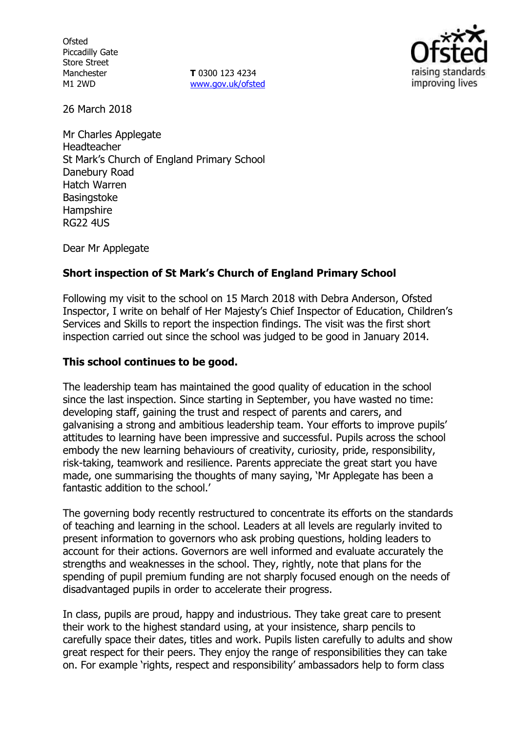Ofsted
Piccadilly Gate
Store Street
Manchester
M1 2WD

**T** 0300 123 4234
www.gov.uk/ofsted

26 March 2018

Mr Charles Applegate
Headteacher
St Mark's Church of England Primary School
Danebury Road
Hatch Warren
Basingstoke
Hampshire
RG22 4US

Dear Mr Applegate

**Short inspection of St Mark's Church of England Primary School**

Following my visit to the school on 15 March 2018 with Debra Anderson, Ofsted Inspector, I write on behalf of Her Majesty's Chief Inspector of Education, Children's Services and Skills to report the inspection findings. The visit was the first short inspection carried out since the school was judged to be good in January 2014.

**This school continues to be good.**

The leadership team has maintained the good quality of education in the school since the last inspection. Since starting in September, you have wasted no time: developing staff, gaining the trust and respect of parents and carers, and galvanising a strong and ambitious leadership team. Your efforts to improve pupils' attitudes to learning have been impressive and successful. Pupils across the school embody the new learning behaviours of creativity, curiosity, pride, responsibility, risk-taking, teamwork and resilience. Parents appreciate the great start you have made, one summarising the thoughts of many saying, 'Mr Applegate has been a fantastic addition to the school.'

The governing body recently restructured to concentrate its efforts on the standards of teaching and learning in the school. Leaders at all levels are regularly invited to present information to governors who ask probing questions, holding leaders to account for their actions. Governors are well informed and evaluate accurately the strengths and weaknesses in the school. They, rightly, note that plans for the spending of pupil premium funding are not sharply focused enough on the needs of disadvantaged pupils in order to accelerate their progress.

In class, pupils are proud, happy and industrious. They take great care to present their work to the highest standard using, at your insistence, sharp pencils to carefully space their dates, titles and work. Pupils listen carefully to adults and show great respect for their peers. They enjoy the range of responsibilities they can take on. For example 'rights, respect and responsibility' ambassadors help to form class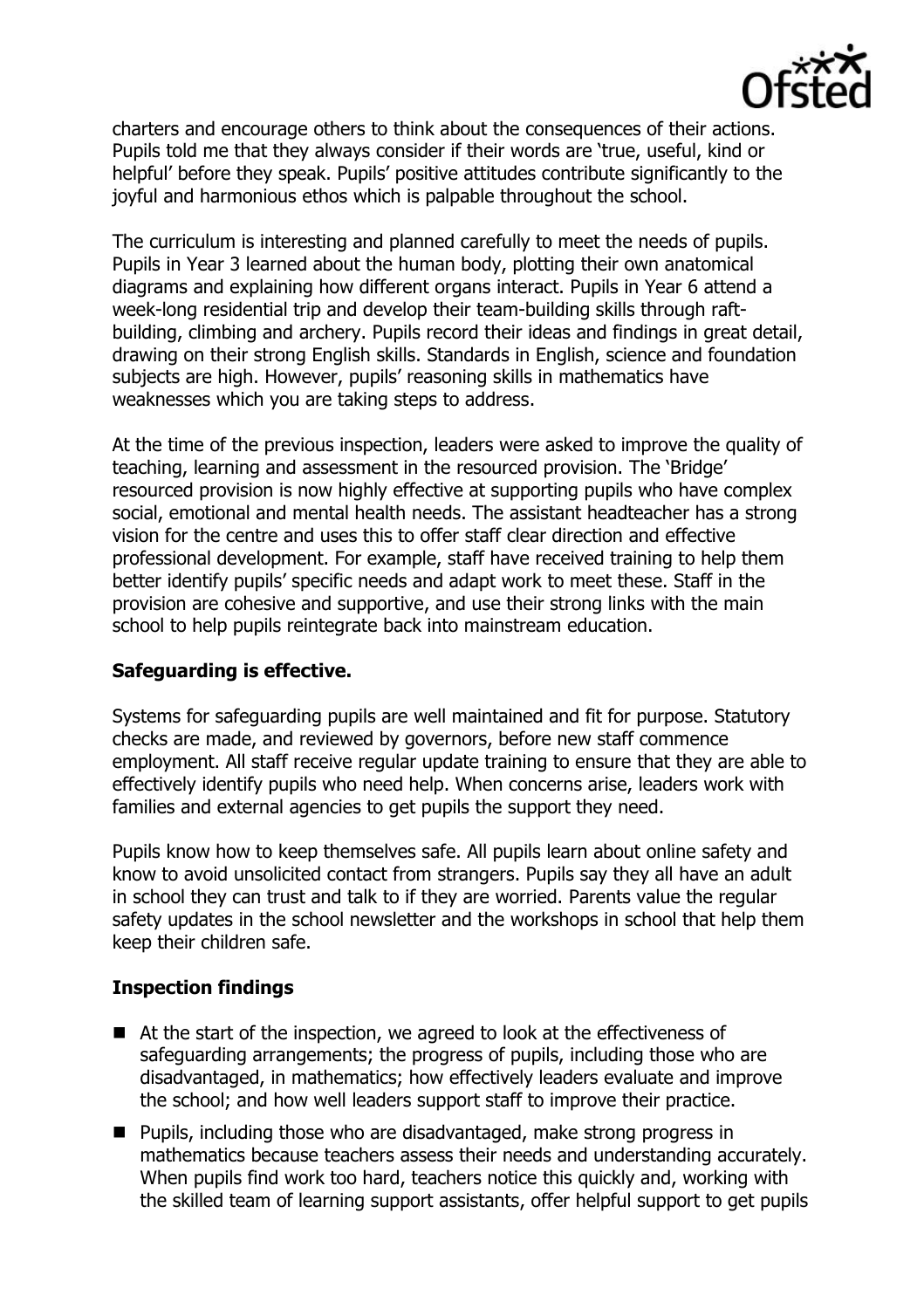charters and encourage others to think about the consequences of their actions. Pupils told me that they always consider if their words are 'true, useful, kind or helpful' before they speak. Pupils' positive attitudes contribute significantly to the joyful and harmonious ethos which is palpable throughout the school.

The curriculum is interesting and planned carefully to meet the needs of pupils. Pupils in Year 3 learned about the human body, plotting their own anatomical diagrams and explaining how different organs interact. Pupils in Year 6 attend a week-long residential trip and develop their team-building skills through raft-building, climbing and archery. Pupils record their ideas and findings in great detail, drawing on their strong English skills. Standards in English, science and foundation subjects are high. However, pupils' reasoning skills in mathematics have weaknesses which you are taking steps to address.

At the time of the previous inspection, leaders were asked to improve the quality of teaching, learning and assessment in the resourced provision. The 'Bridge' resourced provision is now highly effective at supporting pupils who have complex social, emotional and mental health needs. The assistant headteacher has a strong vision for the centre and uses this to offer staff clear direction and effective professional development. For example, staff have received training to help them better identify pupils' specific needs and adapt work to meet these. Staff in the provision are cohesive and supportive, and use their strong links with the main school to help pupils reintegrate back into mainstream education.

## Safeguarding is effective.

Systems for safeguarding pupils are well maintained and fit for purpose. Statutory checks are made, and reviewed by governors, before new staff commence employment. All staff receive regular update training to ensure that they are able to effectively identify pupils who need help. When concerns arise, leaders work with families and external agencies to get pupils the support they need.

Pupils know how to keep themselves safe. All pupils learn about online safety and know to avoid unsolicited contact from strangers. Pupils say they all have an adult in school they can trust and talk to if they are worried. Parents value the regular safety updates in the school newsletter and the workshops in school that help them keep their children safe.

## Inspection findings

- At the start of the inspection, we agreed to look at the effectiveness of safeguarding arrangements; the progress of pupils, including those who are disadvantaged, in mathematics; how effectively leaders evaluate and improve the school; and how well leaders support staff to improve their practice.
- Pupils, including those who are disadvantaged, make strong progress in mathematics because teachers assess their needs and understanding accurately. When pupils find work too hard, teachers notice this quickly and, working with the skilled team of learning support assistants, offer helpful support to get pupils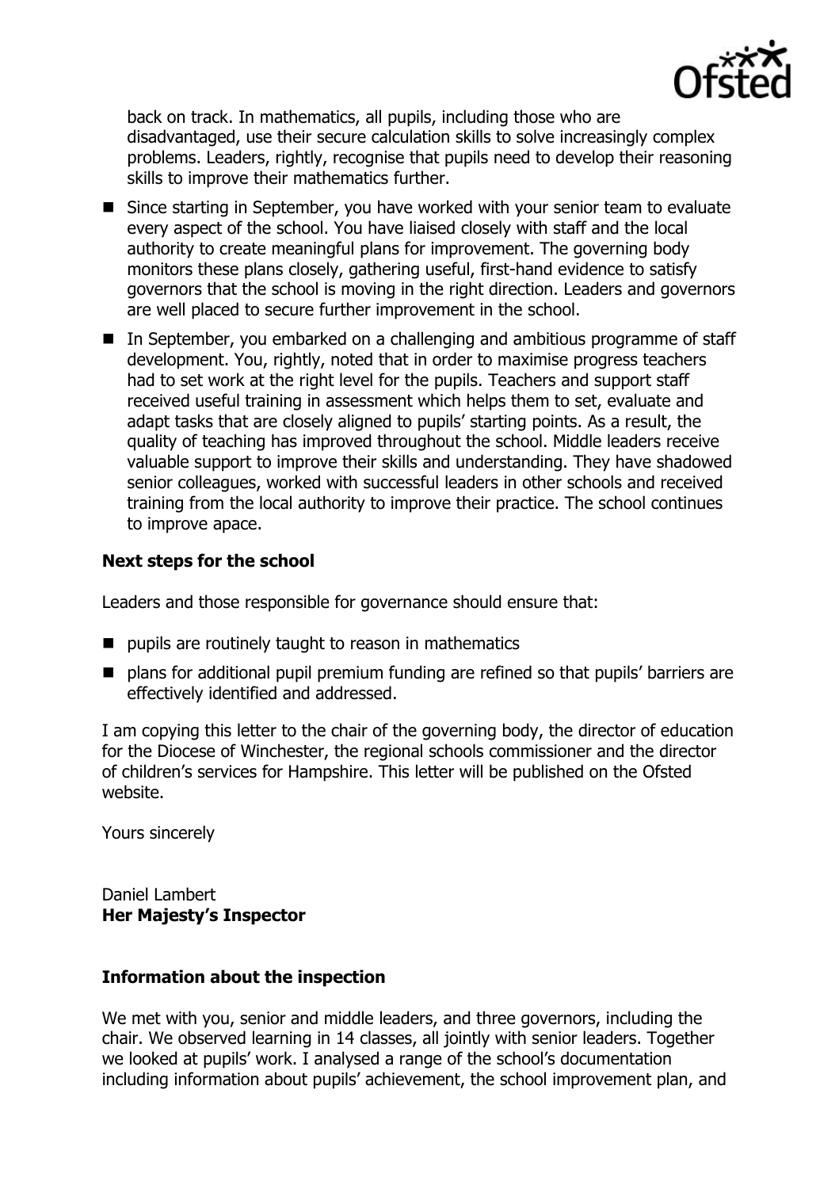back on track. In mathematics, all pupils, including those who are disadvantaged, use their secure calculation skills to solve increasingly complex problems. Leaders, rightly, recognise that pupils need to develop their reasoning skills to improve their mathematics further.

- Since starting in September, you have worked with your senior team to evaluate every aspect of the school. You have liaised closely with staff and the local authority to create meaningful plans for improvement. The governing body monitors these plans closely, gathering useful, first-hand evidence to satisfy governors that the school is moving in the right direction. Leaders and governors are well placed to secure further improvement in the school.
- In September, you embarked on a challenging and ambitious programme of staff development. You, rightly, noted that in order to maximise progress teachers had to set work at the right level for the pupils. Teachers and support staff received useful training in assessment which helps them to set, evaluate and adapt tasks that are closely aligned to pupils' starting points. As a result, the quality of teaching has improved throughout the school. Middle leaders receive valuable support to improve their skills and understanding. They have shadowed senior colleagues, worked with successful leaders in other schools and received training from the local authority to improve their practice. The school continues to improve apace.

### Next steps for the school

Leaders and those responsible for governance should ensure that:

- pupils are routinely taught to reason in mathematics
- plans for additional pupil premium funding are refined so that pupils' barriers are effectively identified and addressed.

I am copying this letter to the chair of the governing body, the director of education for the Diocese of Winchester, the regional schools commissioner and the director of children's services for Hampshire. This letter will be published on the Ofsted website.

Yours sincerely

Daniel Lambert
**Her Majesty's Inspector**

### Information about the inspection

We met with you, senior and middle leaders, and three governors, including the chair. We observed learning in 14 classes, all jointly with senior leaders. Together we looked at pupils' work. I analysed a range of the school's documentation including information about pupils' achievement, the school improvement plan, and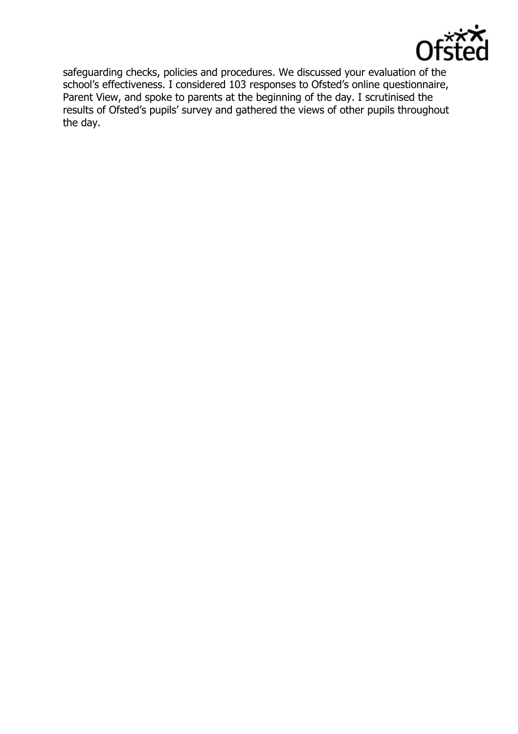safeguarding checks, policies and procedures. We discussed your evaluation of the school's effectiveness. I considered 103 responses to Ofsted's online questionnaire, Parent View, and spoke to parents at the beginning of the day. I scrutinised the results of Ofsted's pupils' survey and gathered the views of other pupils throughout the day.